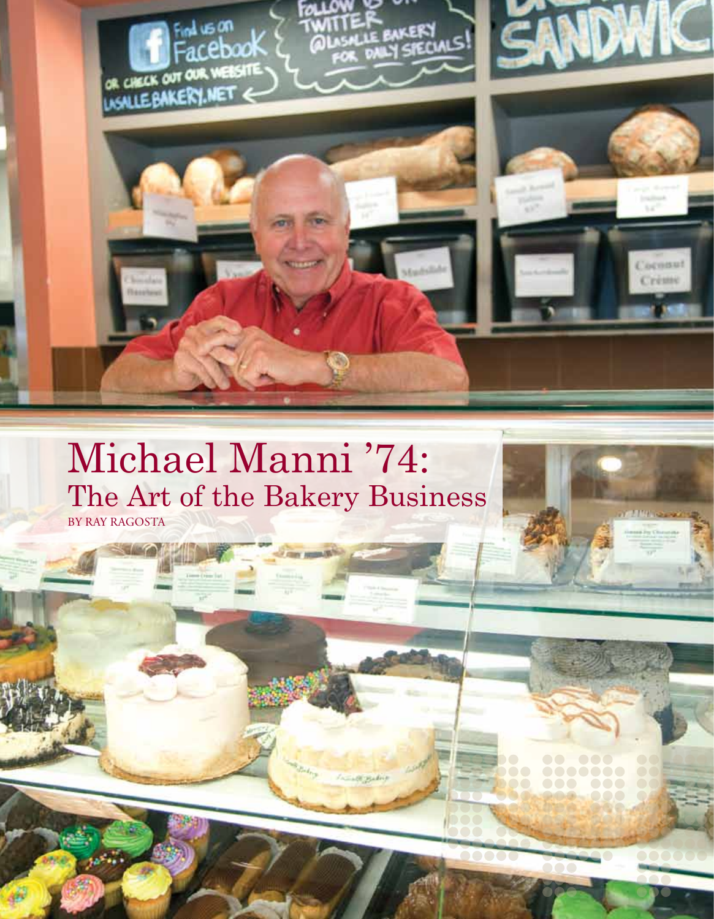# Michael Manni ’74:
## The Art of the Bakery Business

BY RAY RAGOSTA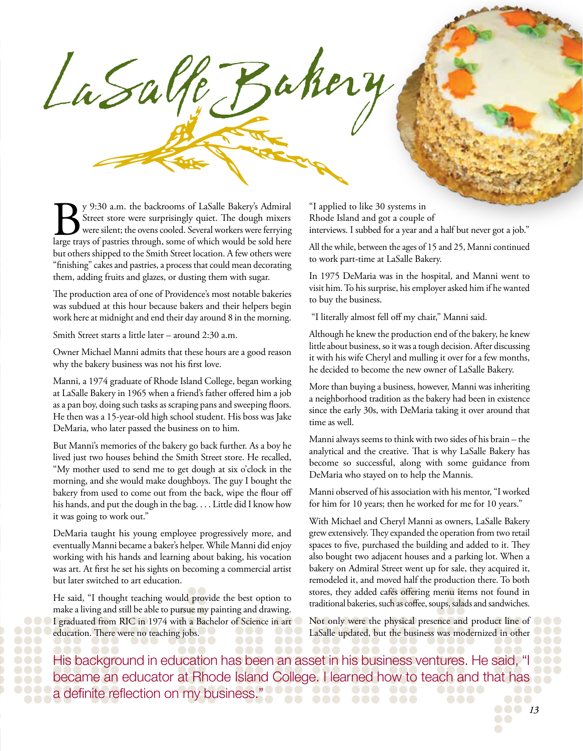# LaSalle Bakery

By 9:30 a.m. the backrooms of LaSalle Bakery's Admiral Street store were surprisingly quiet. The dough mixers were silent; the ovens cooled. Several workers were ferrying large trays of pastries through, some of which would be sold here but others shipped to the Smith Street location. A few others were "finishing" cakes and pastries, a process that could mean decorating them, adding fruits and glazes, or dusting them with sugar.

The production area of one of Providence's most notable bakeries was subdued at this hour because bakers and their helpers begin work here at midnight and end their day around 8 in the morning.

Smith Street starts a little later – around 2:30 a.m.

Owner Michael Manni admits that these hours are a good reason why the bakery business was not his first love.

Manni, a 1974 graduate of Rhode Island College, began working at LaSalle Bakery in 1965 when a friend's father offered him a job as a pan boy, doing such tasks as scraping pans and sweeping floors. He then was a 15-year-old high school student. His boss was Jake DeMaria, who later passed the business on to him.

But Manni's memories of the bakery go back further. As a boy he lived just two houses behind the Smith Street store. He recalled, "My mother used to send me to get dough at six o'clock in the morning, and she would make doughboys. The guy I bought the bakery from used to come out from the back, wipe the flour off his hands, and put the dough in the bag. . . . Little did I know how it was going to work out."

DeMaria taught his young employee progressively more, and eventually Manni became a baker's helper. While Manni did enjoy working with his hands and learning about baking, his vocation was art. At first he set his sights on becoming a commercial artist but later switched to art education.

He said, "I thought teaching would provide the best option to make a living and still be able to pursue my painting and drawing. I graduated from RIC in 1974 with a Bachelor of Science in art education. There were no teaching jobs.

"I applied to like 30 systems in Rhode Island and got a couple of interviews. I subbed for a year and a half but never got a job."

All the while, between the ages of 15 and 25, Manni continued to work part-time at LaSalle Bakery.

In 1975 DeMaria was in the hospital, and Manni went to visit him. To his surprise, his employer asked him if he wanted to buy the business.

"I literally almost fell off my chair," Manni said.

Although he knew the production end of the bakery, he knew little about business, so it was a tough decision. After discussing it with his wife Cheryl and mulling it over for a few months, he decided to become the new owner of LaSalle Bakery.

More than buying a business, however, Manni was inheriting a neighborhood tradition as the bakery had been in existence since the early 30s, with DeMaria taking it over around that time as well.

Manni always seems to think with two sides of his brain – the analytical and the creative. That is why LaSalle Bakery has become so successful, along with some guidance from DeMaria who stayed on to help the Mannis.

Manni observed of his association with his mentor, "I worked for him for 10 years; then he worked for me for 10 years."

With Michael and Cheryl Manni as owners, LaSalle Bakery grew extensively. They expanded the operation from two retail spaces to five, purchased the building and added to it. They also bought two adjacent houses and a parking lot. When a bakery on Admiral Street went up for sale, they acquired it, remodeled it, and moved half the production there. To both stores, they added cafés offering menu items not found in traditional bakeries, such as coffee, soups, salads and sandwiches.

Not only were the physical presence and product line of LaSalle updated, but the business was modernized in other

His background in education has been an asset in his business ventures. He said, "I became an educator at Rhode Island College. I learned how to teach and that has a definite reflection on my business."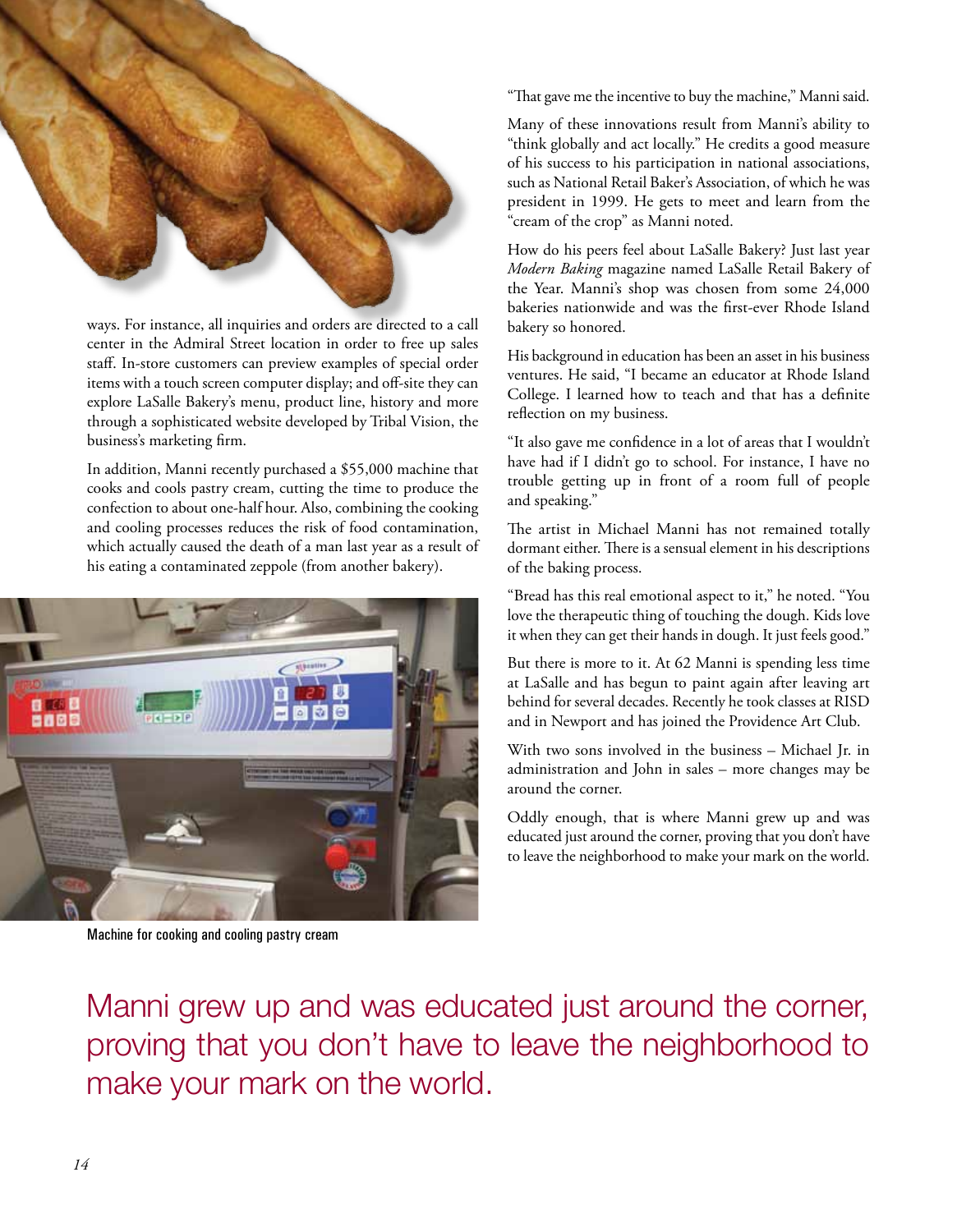ways. For instance, all inquiries and orders are directed to a call center in the Admiral Street location in order to free up sales staff. In-store customers can preview examples of special order items with a touch screen computer display; and off-site they can explore LaSalle Bakery's menu, product line, history and more through a sophisticated website developed by Tribal Vision, the business's marketing firm.

In addition, Manni recently purchased a $55,000 machine that cooks and cools pastry cream, cutting the time to produce the confection to about one-half hour. Also, combining the cooking and cooling processes reduces the risk of food contamination, which actually caused the death of a man last year as a result of his eating a contaminated zeppole (from another bakery).

Machine for cooking and cooling pastry cream

"That gave me the incentive to buy the machine," Manni said.

Many of these innovations result from Manni's ability to "think globally and act locally." He credits a good measure of his success to his participation in national associations, such as National Retail Baker's Association, of which he was president in 1999. He gets to meet and learn from the "cream of the crop" as Manni noted.

How do his peers feel about LaSalle Bakery? Just last year *Modern Baking* magazine named LaSalle Retail Bakery of the Year. Manni's shop was chosen from some 24,000 bakeries nationwide and was the first-ever Rhode Island bakery so honored.

His background in education has been an asset in his business ventures. He said, "I became an educator at Rhode Island College. I learned how to teach and that has a definite reflection on my business.

"It also gave me confidence in a lot of areas that I wouldn't have had if I didn't go to school. For instance, I have no trouble getting up in front of a room full of people and speaking."

The artist in Michael Manni has not remained totally dormant either. There is a sensual element in his descriptions of the baking process.

"Bread has this real emotional aspect to it," he noted. "You love the therapeutic thing of touching the dough. Kids love it when they can get their hands in dough. It just feels good."

But there is more to it. At 62 Manni is spending less time at LaSalle and has begun to paint again after leaving art behind for several decades. Recently he took classes at RISD and in Newport and has joined the Providence Art Club.

With two sons involved in the business – Michael Jr. in administration and John in sales – more changes may be around the corner.

Oddly enough, that is where Manni grew up and was educated just around the corner, proving that you don't have to leave the neighborhood to make your mark on the world.

## Manni grew up and was educated just around the corner, proving that you don't have to leave the neighborhood to make your mark on the world.